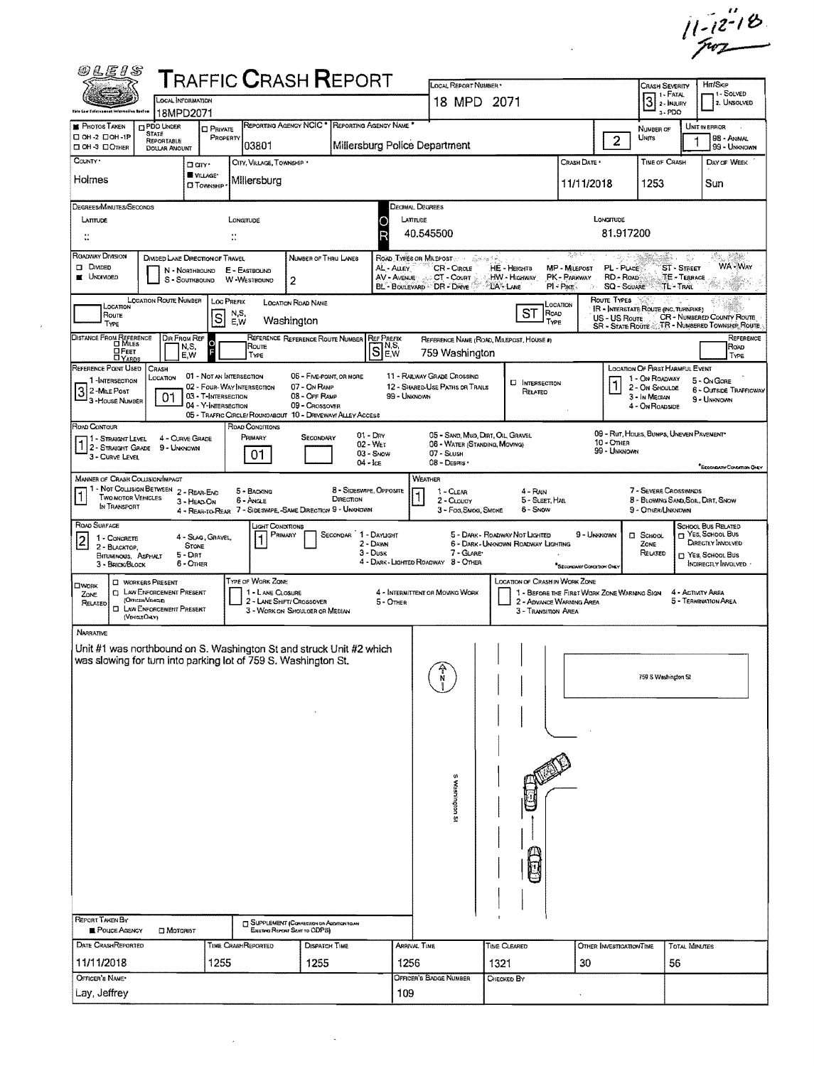11-12-18

# TRAFFIC CRASH REPORT

OLEIS — Ohio Law Enforcement Information System

| Field | Value |
|---|---|
| Local Information | 18MPD2071 |
| Local Report Number | 18 MPD 2071 |
| Crash Severity | 3 (1 - Fatal, 2 - Injury, 3 - PDO) |
| Hit/Skip | (1 - Solved, 2. Unsolved) |
| Photos Taken | ■ Photos Taken |
| Reporting Agency NCIC | 03801 |
| Reporting Agency Name | Millersburg Police Department |
| Number of Units | 2 |
| Unit in Error | 1 (98 - Animal, 99 - Unknown) |
| County | Holmes |
| City, Village, Township | ■ Village: Millersburg |
| Crash Date | 11/11/2018 |
| Time of Crash | 1253 |
| Day of Week | Sun |
| Latitude (Decimal Degrees) | 40.545500 |
| Longitude (Decimal Degrees) | 81.917200 |
| Roadway Division | ■ Undivided |
| Number of Thru Lanes | 2 |
| Location Route Prefix | S |
| Location Road Name | Washington |
| Location Road Type | ST |
| Reference Prefix | S |
| Reference Name (Road, Milepost, House #) | 759 Washington |
| Reference Point Used | 3 - House Number |
| Crash Location | 01 - Not an Intersection |
| Location of First Harmful Event | 1 - On Roadway |
| Road Contour | 1 - Straight Level |
| Road Conditions (Primary) | 01 - Dry |
| Manner of Crash Collision/Impact | 1 - Not Collision Between Two Motor Vehicles in Transport |
| Weather | 1 - Clear |
| Road Surface | 2 - Blacktop, Bituminous, Asphalt |
| Light Conditions (Primary) | 1 - Daylight |

## Narrative

Unit #1 was northbound on S. Washington St and struck Unit #2 which was slowing for turn into parking lot of 759 S. Washington St.

Diagram labels: N; S Washington St; 759 S Washington St

| Report Taken By | |
|---|---|
| ■ Police Agency | ☐ Motorist |

| Date Crash Reported | Time Crash Reported | Dispatch Time | Arrival Time | Time Cleared | Other Investigation Time | Total Minutes |
|---|---|---|---|---|---|---|
| 11/11/2018 | 1255 | 1255 | 1256 | 1321 | 30 | 56 |

| Officer's Name | Officer's Badge Number | Checked By |
|---|---|---|
| Lay, Jeffrey | 109 | |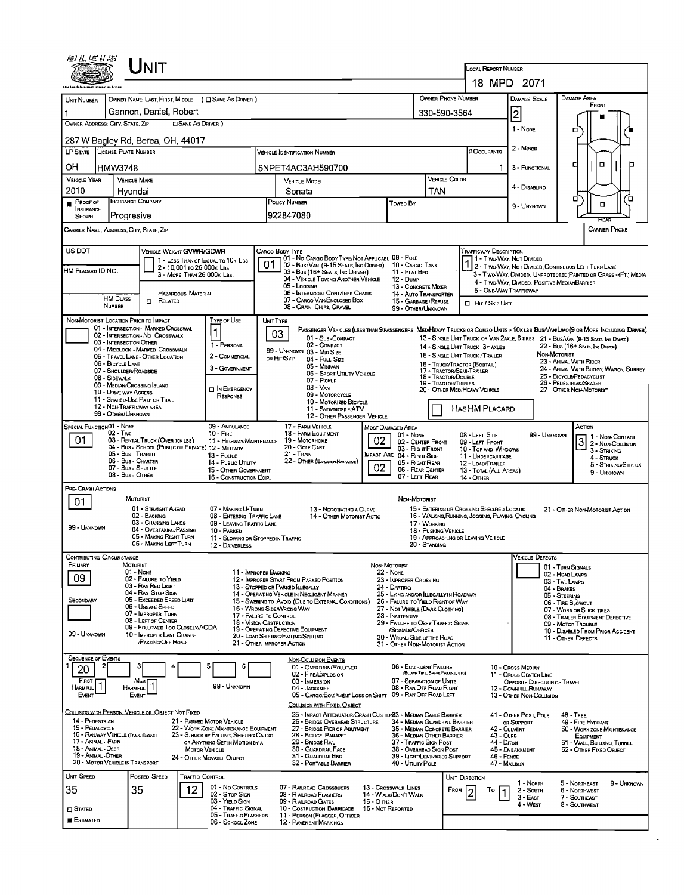# UNIT

**LOCAL REPORT NUMBER:** 18 MPD 2071

| UNIT NUMBER | OWNER NAME: LAST, FIRST, MIDDLE ( ☐ SAME AS DRIVER ) | OWNER PHONE NUMBER | DAMAGE SCALE | DAMAGE AREA |
|---|---|---|---|---|
| 1 | Gannon, Daniel, Robert | 330-590-3564 | 2 | FRONT |

**OWNER ADDRESS: CITY, STATE, ZIP** ( ☐ SAME AS DRIVER ): 287 W Bagley Rd, Berea, OH, 44017

| LP STATE | LICENSE PLATE NUMBER | VEHICLE IDENTIFICATION NUMBER | # OCCUPANTS |
|---|---|---|---|
| OH | HMW3748 | 5NPET4AC3AH590700 | 1 |

| VEHICLE YEAR | VEHICLE MAKE | VEHICLE MODEL | VEHICLE COLOR |
|---|---|---|---|
| 2010 | Hyundai | Sonata | TAN |

| ■ PROOF OF INSURANCE SHOWN | INSURANCE COMPANY | POLICY NUMBER | TOWED BY |
|---|---|---|---|
| | Progresive | 922847080 | |

DAMAGE SCALE: 1 - NONE; 2 - MINOR; 3 - FUNCTIONAL; 4 - DISABLING; 9 - UNKNOWN

CARRIER NAME, ADDRESS, CITY, STATE, ZIP

CARRIER PHONE

US DOT

HM PLACARD ID NO.

HM CLASS NUMBER ☐ RELATED

VEHICLE WEIGHT GVWR/GCWR: 1 - LESS THAN OR EQUAL TO 10K LBS; 2 - 10,001 TO 26,000K LBS; 3 - MORE THAN 26,000K LBS.

HAZARDOUS MATERIAL

**CARGO BODY TYPE:** 01
01 - NO CARGO BODY TYPE/NOT APPLICABL; 02 - BUS/VAN (9-15 SEATS, INC DRIVER); 03 - BUS (16+ SEATS, INC DRIVER); 04 - VEHICLE TOWING ANOTHER VEHICLE; 05 - LOGGING; 06 - INTERMODAL CONTAINER CHASIS; 07 - CARGO VAN/ENCLOSED BOX; 08 - GRAIN, CHIPS, GRAVEL; 09 - POLE; 10 - CARGO TANK; 11 - FLAT BED; 12 - DUMP; 13 - CONCRETE MIXER; 14 - AUTO TRANSPORTER; 15 - GARBAGE /REFUSE; 99 - OTHER/UNKNOWN

**TRAFFICWAY DESCRIPTION:** 1
1 - TWO-WAY, NOT DIVIDED; 2 - TWO-WAY, NOT DIVIDED, CONTINUOUS LEFT TURN LANE; 3 - TWO-WAY, DIVIDED, UNPROTECTED(PAINTED OR GRASS >4FT.) MEDIA; 4 - TWO-WAY, DIVIDED, POSITIVE MEDIAN BARRIER; 5 - ONE-WAY TRAFFICWAY

☐ HIT / SKIP UNIT

**NON-MOTORIST LOCATION PRIOR TO IMPACT:** 01 - INTERSECTION - MARKED CROSSWAL; 02 - INTERSECTION - NO CROSSWALK; 03 - INTERSECTION OTHER; 04 - MIDBLOCK - MARKED CROSSWALK; 05 - TRAVEL LANE - OTHER LOCATION; 06 - BICYCLE LANE; 07 - SHOULDER/ROADSIDE; 08 - SIDEWALK; 09 - MEDIAN/CROSSING ISLAND; 10 - DRIVE WAY ACCESS; 11 - SHARED-USE PATH OR TRAIL; 12 - NON-TRAFFICWAY AREA; 99 - OTHER/UNKNOWN

**TYPE OF USE:** 1
1 - PERSONAL; 2 - COMMERCIAL; 3 - GOVERNMENT; ☐ IN EMERGENCY RESPONSE

**UNIT TYPE:** 03
PASSENGER VEHICLES (LESS THAN 9 PASSENGERS MED/HEAVY TRUCKS OR COMBO UNITS > 10K LBS BUS/VAN/LIMO(9 OR MORE INCLUDING DRIVER)
01 - SUB-COMPACT; 02 - COMPACT; 99 - UNKNOWN 03 - MID SIZE; OR HIT/SKIP 04 - FULL SIZE; 05 - MINIVAN; 06 - SPORT UTILITY VEHICLE; 07 - PICKUP; 08 - VAN; 09 - MOTORCYCLE; 10 - MOTORIZED BICYCLE; 11 - SNOWMOBILE/ATV; 12 - OTHER PASSENGER VEHICLE
13 - SINGLE UNIT TRUCK OR VAN 2AXLE, 6 TIRES; 14 - SINGLE UNIT TRUCK: 3+ AXLES; 15 - SINGLE UNIT TRUCK / TRAILER; 16 - TRUCK/TRACTOR (BOBTAIL); 17 - TRACTOR/SEMI-TRAILER; 18 - TRACTOR/DOUBLE; 19 - TRACTOR/TRIPLES; 20 - OTHER MED/HEAVY VEHICLE
21 - BUS/VAN (9-15 SEATS, INC DRIVER); 22 - BUS (16+ SEATS, INC DRIVER)
NON-MOTORIST: 23 - ANIMAL WITH RIDER; 24 - ANIMAL WITH BUGGY, WAGON, SURREY; 25 - BICYCLE/PEDACYCLIST; 26 - PEDESTRIAN/SKATER; 27 - OTHER NON-MOTORIST
☐ HAS HM PLACARD

**SPECIAL FUNCTION:** 01
01 - NONE; 02 - TAXI; 03 - RENTAL TRUCK (OVER 10K LBS); 04 - BUS - SCHOOL (PUBLIC OR PRIVATE); 05 - BUS - TRANSIT; 06 - BUS - CHARTER; 07 - BUS - SHUTTLE; 08 - BUS - OTHER; 09 - AMBULANCE; 10 - FIRE; 11 - HIGHWAY/MAINTENANCE; 12 - MILITARY; 13 - POLICE; 14 - PUBLIC UTILITY; 15 - OTHER GOVERNMENT; 16 - CONSTRUCTION EQIP.; 17 - FARM VEHICLE; 18 - FARM EQUIPMENT; 19 - MOTORHOME; 20 - GOLF CART; 21 - TRAIN; 22 - OTHER (EXPLAIN IN NARRATIVE)

**MOST DAMAGED AREA:** 02
**IMPACT AREA:** 02
01 - NONE; 02 - CENTER FRONT; 03 - RIGHT FRONT; 04 - RIGHT SIDE; 05 - RIGHT REAR; 06 - REAR CENTER; 07 - LEFT REAR; 08 - LEFT SIDE; 09 - LEFT FRONT; 10 - TOP AND WINDOWS; 11 - UNDERCARRIAGE; 12 - LOAD/TRAILER; 13 - TOTAL (ALL AREAS); 14 - OTHER; 99 - UNKNOWN

**ACTION:** 3
1 - NON-CONTACT; 2 - NON-COLLISION; 3 - STRIKING; 4 - STRUCK; 5 - STRIKING/STRUCK; 9 - UNKNOWN

**PRE-CRASH ACTIONS:** 01
MOTORIST: 01 - STRAIGHT AHEAD; 02 - BACKING; 03 - CHANGING LANES; 04 - OVERTAKING/PASSING; 05 - MAKING RIGHT TURN; 06 - MAKING LEFT TURN; 07 - MAKING U-TURN; 08 - ENTERING TRAFFIC LANE; 09 - LEAVING TRAFFIC LANE; 10 - PARKED; 11 - SLOWING OR STOPPED IN TRAFFIC; 12 - DRIVERLESS; 13 - NEGOTIATING A CURVE; 14 - OTHER MOTORIST ACTIO
NON-MOTORIST: 15 - ENTERING OR CROSSING SPECIFIED LOCATIO; 16 - WALKING,RUNNING, JOGGING, PLAYING, CYCLING; 17 - WORKING; 18 - PUSHING VEHICLE; 19 - APPROACHING OR LEAVING VEHICLE; 20 - STANDING; 21 - OTHER NON-MOTORIST ACTION
99 - UNKNOWN

**CONTRIBUTING CIRCUMSTANCE**
PRIMARY: 09
SECONDARY:
MOTORIST: 01 - NONE; 02 - FAILURE TO YIELD; 03 - RAN RED LIGHT; 04 - RAN STOP SIGN; 05 - EXCEEDED SPEED LIMIT; 06 - UNSAFE SPEED; 07 - IMPROPER TURN; 08 - LEFT OF CENTER; 09 - FOLLOWED TOO CLOSELY/ACDA; 10 - IMPROPER LANE CHANGE /PASSING/OFF ROAD; 11 - IMPROPER BACKING; 12 - IMPROPER START FROM PARKED POSITION; 13 - STOPPED OR PARKED ILLEGALLY; 14 - OPERATING VEHICLE IN NEGLIGENT MANNER; 15 - SWERING TO AVOID (DUE TO EXTERNAL CONDITIONS); 16 - WRONG SIDE/WRONG WAY; 17 - FAILURE TO CONTROL; 18 - VISION OBSTRUCTION; 19 - OPERATING DEFECTIVE EQUIPMENT; 20 - LOAD SHIFTING/FALLING/SPILLING; 21 - OTHER IMPROPER ACTION
NON-MOTORIST: 22 - NONE; 23 - IMPROPER CROSSING; 24 - DARTING; 25 - LYING AND/OR ILLEGALLY IN ROADWAY; 26 - FALURE TO YIELD RIGHT OF WAY; 27 - NOT VISIBLE (DARK CLOTHING); 28 - INATTENTIVE; 29 - FAILURE TO OBEY TRAFFIC SIGNS /SIGNALS/OFFICER; 30 - WRONG SIDE OF THE ROAD; 31 - OTHER NON-MOTORIST ACTION
99 - UNKNOWN

**VEHICLE DEFECTS:** 01 - TURN SIGNALS; 02 - HEAD LAMPS; 03 - TAIL LAMPS; 04 - BRAKES; 05 - STEERING; 06 - TIRE BLOWOUT; 07 - WORN OR SLICK TIRES; 08 - TRAILER EQUIPMENT DEFECTIVE; 09 - MOTOR TROUBLE; 10 - DISABLED FROM PRIOR ACCIDENT; 11 - OTHER DEFECTS

**SEQUENCE OF EVENTS**

| 1 | 2 | 3 | 4 | 5 | 6 |
|---|---|---|---|---|---|
| 20 | | | | | |

FIRST HARMFUL EVENT: 1
MOST HARMFUL EVENT: 1
99 - UNKNOWN

NON-COLLISION EVENTS: 01 - OVERTURN/ROLLOVER; 02 - FIRE/EXPLOSION; 03 - IMMERSION; 04 - JACKKNIFE; 05 - CARGO/EQUIPMENT LOSS OR SHIFT; 06 - EQUIPMENT FAILURE (BLOWN TIRE, BRAKE FAILURE, ETC); 07 - SEPARATION OF UNITS; 08 - RAN OFF ROAD RIGHT; 09 - RAN OFF ROAD LEFT; 10 - CROSS MEDIAN; 11 - CROSS CENTER LINE OPPOSITE DIRECTION OF TRAVEL; 12 - DOWNHILL RUNAWAY; 13 - OTHER NON-COLLISION

COLLISION WITH PERSON, VEHICLE OR OBJECT NOT FIXED: 14 - PEDESTRIAN; 15 - PEDALCYCLE; 16 - RAILWAY VEHICLE (TRAIN, ENGINE); 17 - ANIMAL - FARM; 18 - ANIMAL - DEER; 19 - ANIMAL - OTHER; 20 - MOTOR VEHICLE IN TRANSPORT; 21 - PARKED MOTOR VEHICLE; 22 - WORK ZONE MAINTENANCE EQUIPMENT; 23 - STRUCK BY FALLING, SHIFTING CARGO OR ANYTHING SET IN MOTION BY A MOTOR VEHICLE; 24 - OTHER MOVABLE OBJECT

COLLISION WITH FIXED, OBJECT: 25 - IMPACT ATTENUATOR/CRASH CUSHION; 26 - BRIDGE OVERHEAD STRUCTURE; 27 - BRIDGE PIER OR ABUTMENT; 28 - BRIDGE PARAPET; 29 - BRIDGE RAIL; 30 - GUARDRAIL FACE; 31 - GUARDRAIL END; 32 - PORTABLE BARRIER; 33 - MEDIAN CABLE BARRIER; 34 - MEDIAN GUARDRAIL BARRIER; 35 - MEDIAN CONCRETE BARRIER; 36 - MEDIAN OTHER BARRIER; 37 - TRAFFIC SIGN POST; 38 - OVERHEAD SIGN POST; 39 - LIGHT/LUMINARIES SUPPORT; 40 - UTILITY POLE; 41 - OTHER POST, POLE OR SUPPORT; 42 - CULVERT; 43 - CURB; 44 - DITCH; 45 - EMBANKMENT; 46 - FENCE; 47 - MAILBOX; 48 - TREE; 49 - FIRE HYDRANT; 50 - WORK ZONE MAINTENANCE EQUIPMENT; 51 - WALL, BUILDING, TUNNEL; 52 - OTHER FIXED OBJECT

| UNIT SPEED | POSTED SPEED | TRAFFIC CONTROL | UNIT DIRECTION |
|---|---|---|---|
| 35 | 35 | 12 | FROM 2 TO 1 |

☐ STATED
■ ESTIMATED

TRAFFIC CONTROL: 01 - NO CONTROLS; 02 - STOP SIGN; 03 - YIELD SIGN; 04 - TRAFFIC SIGNAL; 05 - TRAFFIC FLASHERS; 06 - SCHOOL ZONE; 07 - RAILROAD CROSSBUCKS; 08 - RAILROAD FLASHERS; 09 - RAILROAD GATES; 10 - COSTRUCTION BARRICADE; 11 - PERSON (FLAGGER, OFFICER; 12 - PAVEMENT MARKINGS; 13 - CROSSWALK LINES; 14 - WALK/DON'T WALK; 15 - OTHER; 16 - NOT REPORTED

UNIT DIRECTION: 1 - NORTH; 2 - SOUTH; 3 - EAST; 4 - WEST; 5 - NORTHEAST; 6 - NORTHWEST; 7 - SOUTHEAST; 8 - SOUTHWEST; 9 - UNKNOWN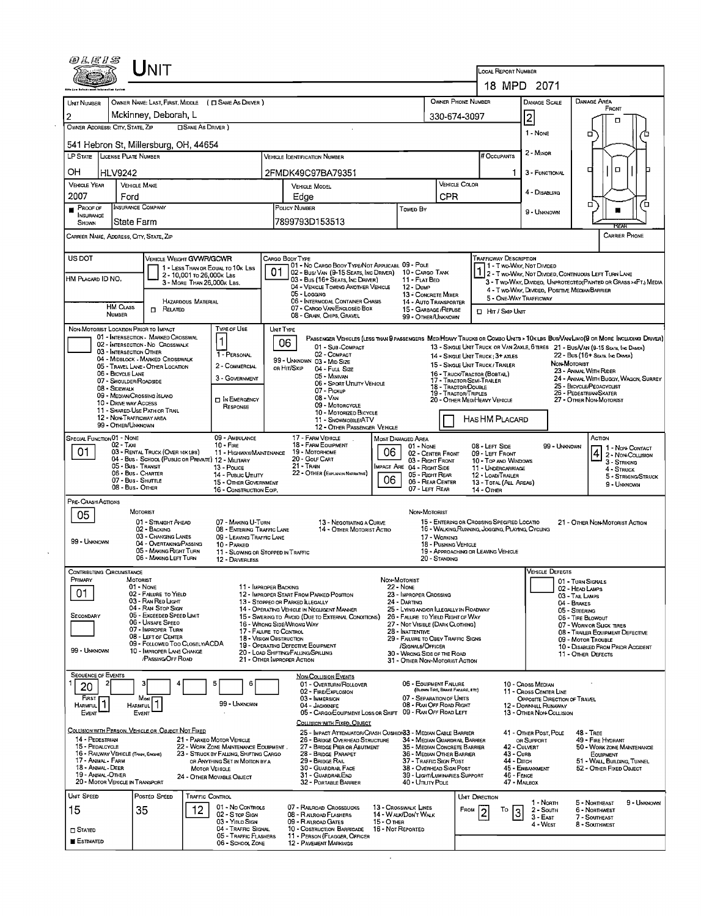# UNIT

**LOCAL REPORT NUMBER:** 18 MPD 2071

| UNIT NUMBER | OWNER NAME: LAST, FIRST, MIDDLE ( ☐ SAME AS DRIVER ) | OWNER PHONE NUMBER | DAMAGE SCALE | DAMAGE AREA |
|---|---|---|---|---|
| 2 | Mckinney, Deborah, L | 330-674-3097 | 2 | |

OWNER ADDRESS: CITY, STATE, ZIP ( ☐ SAME AS DRIVER )
541 Hebron St, Millersburg, OH, 44654

DAMAGE SCALE: 1 - NONE; 2 - MINOR; 3 - FUNCTIONAL; 4 - DISABLING; 9 - UNKNOWN

DAMAGE AREA: FRONT / REAR

| LP STATE | LICENSE PLATE NUMBER | VEHICLE IDENTIFICATION NUMBER | # OCCUPANTS |
|---|---|---|---|
| OH | HLV9242 | 2FMDK49C97BA79351 | 1 |

| VEHICLE YEAR | VEHICLE MAKE | VEHICLE MODEL | VEHICLE COLOR |
|---|---|---|---|
| 2007 | Ford | Edge | CPR |

| PROOF OF INSURANCE SHOWN | INSURANCE COMPANY | POLICY NUMBER | TOWED BY |
|---|---|---|---|
| ■ | State Farm | 7899793D153513 | |

CARRIER NAME, ADDRESS, CITY, STATE, ZIP | CARRIER PHONE

US DOT

VEHICLE WEIGHT GVWR/GCWR: 1 - LESS THAN OR EQUAL TO 10K LBS; 2 - 10,001 TO 26,000K LBS; 3 - MORE THAN 26,000K LBS.

HM PLACARD ID NO.

HAZARDOUS MATERIAL: ☐ RELATED

HM CLASS NUMBER

CARGO BODY TYPE: 01
01 - NO CARGO BODY TYPE/NOT APPLICABLE; 02 - BUS/VAN (9-15 SEATS, INC DRIVER); 03 - BUS (16+ SEATS, INC DRIVER); 04 - VEHICLE TOWING ANOTHER VEHICLE; 05 - LOGGING; 06 - INTERMODAL CONTAINER CHASIS; 07 - CARGO VAN/ENCLOSED BOX; 08 - GRAIN, CHIPS, GRAVEL; 09 - POLE; 10 - CARGO TANK; 11 - FLAT BED; 12 - DUMP; 13 - CONCRETE MIXER; 14 - AUTO TRANSPORTER; 15 - GARBAGE /REFUSE; 99 - OTHER/UNKNOWN

TRAFFICWAY DESCRIPTION: 1
1 - TWO-WAY, NOT DIVIDED; 2 - TWO-WAY, NOT DIVIDED, CONTINUOUS LEFT TURN LANE; 3 - TWO-WAY, DIVIDED, UNPROTECTED(PAINTED OR GRASS >4FT.) MEDIA; 4 - TWO-WAY, DIVIDED, POSITIVE MEDIAN BARRIER; 5 - ONE-WAY TRAFFICWAY
☐ HIT / SKIP UNIT

NON-MOTORIST LOCATION PRIOR TO IMPACT: 01 - INTERSECTION - MARKED CROSSWAL; 02 - INTERSECTION - NO CROSSWALK; 03 - INTERSECTION OTHER; 04 - MIDBLOCK - MARKED CROSSWALK; 05 - TRAVEL LANE - OTHER LOCATION; 06 - BICYCLE LANE; 07 - SHOULDER/ROADSIDE; 08 - SIDEWALK; 09 - MEDIAN/CROSSING ISLAND; 10 - DRIVE WAY ACCESS; 11 - SHARED-USE PATH OR TRAIL; 12 - NON-TRAFFICWAY AREA; 99 - OTHER/UNKNOWN

TYPE OF USE: 1
1 - PERSONAL; 2 - COMMERCIAL; 3 - GOVERNMENT; ☐ IN EMERGENCY RESPONSE

UNIT TYPE: 06
PASSENGER VEHICLES (LESS THAN 9 PASSENGERS MED/HEAVY TRUCKS OR COMBO UNITS > 10K LBS BUS/VAN/LIMO(9 OR MORE INCLUDING DRIVER)
01 - SUB-COMPACT; 02 - COMPACT; 99 - UNKNOWN 03 - MID SIZE; OR HIT/SKIP 04 - FULL SIZE; 05 - MINIVAN; 06 - SPORT UTILITY VEHICLE; 07 - PICKUP; 08 - VAN; 09 - MOTORCYCLE; 10 - MOTORIZED BICYCLE; 11 - SNOWMOBILE/ATV; 12 - OTHER PASSENGER VEHICLE
13 - SINGLE UNIT TRUCK OR VAN 2AXLE, 6 TIRES; 14 - SINGLE UNIT TRUCK; 3+ AXLES; 15 - SINGLE UNIT TRUCK / TRAILER; 16 - TRUCK/TRACTOR (BOBTAIL); 17 - TRACTOR/SEMI-TRAILER; 18 - TRACTOR/DOUBLE; 19 - TRACTOR/TRIPLES; 20 - OTHER MED/HEAVY VEHICLE
21 - BUS/VAN (9-15 SEATS, INC DRIVER); 22 - BUS (16+ SEATS, INC DRIVER)
NON-MOTORIST: 23 - ANIMAL WITH RIDER; 24 - ANIMAL WITH BUGGY, WAGON, SURREY; 25 - BICYCLE/PEDACYCLIST; 26 - PEDESTRIAN/SKATER; 27 - OTHER NON-MOTORIST
☐ HAS HM PLACARD

SPECIAL FUNCTION: 01
01 - NONE; 02 - TAXI; 03 - RENTAL TRUCK (OVER 10K LBS); 04 - BUS - SCHOOL (PUBLIC OR PRIVATE); 05 - BUS - TRANSIT; 06 - BUS - CHARTER; 07 - BUS - SHUTTLE; 08 - BUS - OTHER; 09 - AMBULANCE; 10 - FIRE; 11 - HIGHWAY/MAINTENANCE; 12 - MILITARY; 13 - POLICE; 14 - PUBLIC UTILITY; 15 - OTHER GOVERNMENT; 16 - CONSTRUCTION EQIP.; 17 - FARM VEHICLE; 18 - FARM EQUIPMENT; 19 - MOTORHOME; 20 - GOLF CART; 21 - TRAIN; 22 - OTHER (EXPLAIN IN NARRATIVE)

MOST DAMAGED AREA: 06
IMPACT ARE: 06
01 - NONE; 02 - CENTER FRONT; 03 - RIGHT FRONT; 04 - RIGHT SIDE; 05 - RIGHT REAR; 06 - REAR CENTER; 07 - LEFT REAR; 08 - LEFT SIDE; 09 - LEFT FRONT; 10 - TOP AND WINDOWS; 11 - UNDERCARRIAGE; 12 - LOAD/TRAILER; 13 - TOTAL (ALL AREAS); 14 - OTHER; 99 - UNKNOWN

ACTION: 4
1 - NON-CONTACT; 2 - NON-COLLISION; 3 - STRIKING; 4 - STRUCK; 5 - STRIKING/STRUCK; 9 - UNKNOWN

PRE-CRASH ACTIONS: 05
MOTORIST: 01 - STRAIGHT AHEAD; 02 - BACKING; 03 - CHANGING LANES; 04 - OVERTAKING/PASSING; 05 - MAKING RIGHT TURN; 06 - MAKING LEFT TURN; 07 - MAKING U-TURN; 08 - ENTERING TRAFFIC LANE; 09 - LEAVING TRAFFIC LANE; 10 - PARKED; 11 - SLOWING OR STOPPED IN TRAFFIC; 12 - DRIVERLESS; 13 - NEGOTIATING A CURVE; 14 - OTHER MOTORIST ACTIO
99 - UNKNOWN
NON-MOTORIST: 15 - ENTERING OR CROSSING SPECIFIED LOCATIO; 16 - WALKING,RUNNING, JOGGING, PLAYING, CYCLING; 17 - WORKING; 18 - PUSHING VEHICLE; 19 - APPROACHING OR LEAVING VEHICLE; 20 - STANDING; 21 - OTHER NON-MOTORIST ACTION

CONTRIBUTING CIRCUMSTANCE
PRIMARY: 01
SECONDARY:
MOTORIST: 01 - NONE; 02 - FAILURE TO YIELD; 03 - RAN RED LIGHT; 04 - RAN STOP SIGN; 05 - EXCEEDED SPEED LIMIT; 06 - UNSAFE SPEED; 07 - IMPROPER TURN; 08 - LEFT OF CENTER; 09 - FOLLOWED TOO CLOSELY/ACDA; 10 - IMPROPER LANE CHANGE /PASSING/OFF ROAD; 11 - IMPROPER BACKING; 12 - IMPROPER START FROM PARKED POSITION; 13 - STOPPED OR PARKED ILLEGALLY; 14 - OPERATING VEHICLE IN NEGLIGENT MANNER; 15 - SWERING TO AVOID (DUE TO EXTERNAL CONDITIONS); 16 - WRONG SIDE/WRONG WAY; 17 - FAILURE TO CONTROL; 18 - VISION OBSTRUCTION; 19 - OPERATING DEFECTIVE EQUIPMENT; 20 - LOAD SHIFTING/FALLING/SPILLING; 21 - OTHER IMPROPER ACTION
99 - UNKNOWN
NON-MOTORIST: 22 - NONE; 23 - IMPROPER CROSSING; 24 - DARTING; 25 - LYING AND/OR ILLEGALLY IN ROADWAY; 26 - FALURE TO YIELD RIGHT OF WAY; 27 - NOT VISIBLE (DARK CLOTHING); 28 - INATTENTIVE; 29 - FAILURE TO OBEY TRAFFIC SIGNS /SIGNALS/OFFICER; 30 - WRONG SIDE OF THE ROAD; 31 - OTHER NON-MOTORIST ACTION

VEHICLE DEFECTS: 01 - TURN SIGNALS; 02 - HEAD LAMPS; 03 - TAIL LAMPS; 04 - BRAKES; 05 - STEERING; 06 - TIRE BLOWOUT; 07 - WORN OR SLICK TIRES; 08 - TRAILER EQUIPMENT DEFECTIVE; 09 - MOTOR TROUBLE; 10 - DISABLED FROM PRIOR ACCIDENT; 11 - OTHER DEFECTS

SEQUENCE OF EVENTS: 1: 20; 2: ; 3: ; 4: ; 5: ; 6:
FIRST HARMFUL EVENT: 1
MOST HARMFUL EVENT: 1
99 - UNKNOWN

NON-COLLISION EVENTS: 01 - OVERTURN/ROLLOVER; 02 - FIRE/EXPLOSION; 03 - IMMERSION; 04 - JACKKNIFE; 05 - CARGO/EQUIPMENT LOSS OR SHIFT; 06 - EQUIPMENT FAILURE (BLOWN TIRE, BRAKE FAILURE, ETC); 07 - SEPARATION OF UNITS; 08 - RAN OFF ROAD RIGHT; 09 - RAN OFF ROAD LEFT; 10 - CROSS MEDIAN; 11 - CROSS CENTER LINE OPPOSITE DIRECTION OF TRAVEL; 12 - DOWNHILL RUNAWAY; 13 - OTHER NON-COLLISION

COLLISION WITH PERSON, VEHICLE OR OBJECT NOT FIXED: 14 - PEDESTRIAN; 15 - PEDALCYCLE; 16 - RAILWAY VEHICLE (TRAIN, ENGINE); 17 - ANIMAL - FARM; 18 - ANIMAL - DEER; 19 - ANIMAL -OTHER; 20 - MOTOR VEHICLE IN TRANSPORT; 21 - PARKED MOTOR VEHICLE; 22 - WORK ZONE MAINTENANCE EQUIPMENT; 23 - STRUCK BY FALLING, SHIFTING CARGO OR ANYTHING SET IN MOTION BY A MOTOR VEHICLE; 24 - OTHER MOVABLE OBJECT

COLLISION WITH FIXED, OBJECT: 25 - IMPACT ATTENUATOR/CRASH CUSHION; 26 - BRIDGE OVERHEAD STRUCTURE; 27 - BRIDGE PIER OR ABUTMENT; 28 - BRIDGE PARAPET; 29 - BRIDGE RAIL; 30 - GUARDRAIL FACE; 31 - GUARDRAILEND; 32 - PORTABLE BARRIER; 33 - MEDIAN CABLE BARRIER; 34 - MEDIAN GUARDRAIL BARRIER; 35 - MEDIAN CONCRETE BARRIER; 36 - MEDIAN OTHER BARRIER; 37 - TRAFFIC SIGN POST; 38 - OVERHEAD SIGN POST; 39 - LIGHT/LUMINARIES SUPPORT; 40 - UTILITY POLE; 41 - OTHER POST, POLE OR SUPPORT; 42 - CULVERT; 43 - CURB; 44 - DITCH; 45 - EMBANKMENT; 46 - FENCE; 47 - MAILBOX; 48 - TREE; 49 - FIRE HYDRANT; 50 - WORK ZONE MAINTENANCE EQUIPMENT; 51 - WALL, BUILDING, TUNNEL; 52 - OTHER FIXED OBJECT

| UNIT SPEED | POSTED SPEED | TRAFFIC CONTROL | UNIT DIRECTION |
|---|---|---|---|
| 15 | 35 | 12 | FROM 2 TO 3 |

☐ STATED
■ ESTIMATED

TRAFFIC CONTROL: 01 - NO CONTROLS; 02 - STOP SIGN; 03 - YIELD SIGN; 04 - TRAFFIC SIGNAL; 05 - TRAFFIC FLASHERS; 06 - SCHOOL ZONE; 07 - RAILROAD CROSSBUCKS; 08 - RAILROAD FLASHERS; 09 - RAILROAD GATES; 10 - COSTRUCTION BARRICADE; 11 - PERSON (FLAGGER, OFFICER; 12 - PAVEMENT MARKINGS; 13 - CROSSWALK LINES; 14 - WALK/DON'T WALK; 15 - OTHER; 16 - NOT REPORTED

UNIT DIRECTION: 1 - NORTH; 2 - SOUTH; 3 - EAST; 4 - WEST; 5 - NORTHEAST; 6 - NORTHWEST; 7 - SOUTHEAST; 8 - SOUTHWEST; 9 - UNKNOWN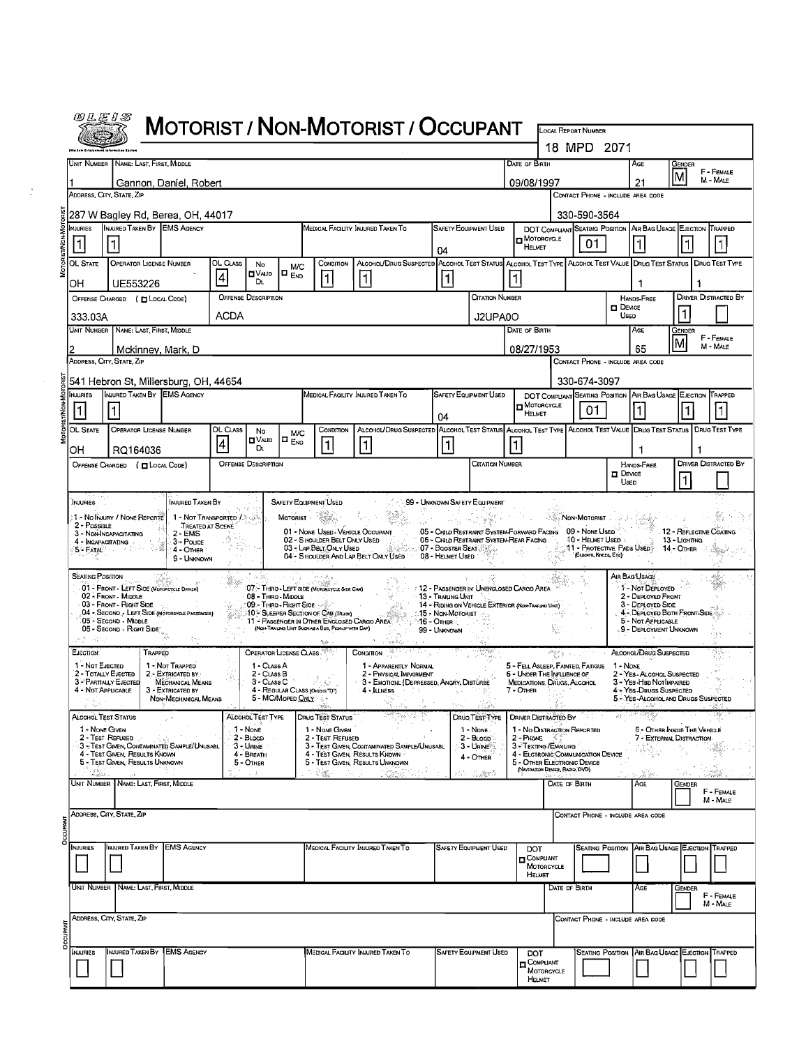# MOTORIST / NON-MOTORIST / OCCUPANT

LOCAL REPORT NUMBER: 18 MPD 2071

## MOTORIST/NON-MOTORIST

| UNIT NUMBER | NAME: LAST, FIRST, MIDDLE | DATE OF BIRTH | AGE | GENDER |
|---|---|---|---|---|
| 1 | Gannon, Daniel, Robert | 09/08/1997 | 21 | M |

| ADDRESS, CITY, STATE, ZIP | CONTACT PHONE - INCLUDE AREA CODE |
|---|---|
| 287 W Bagley Rd, Berea, OH, 44017 | 330-590-3564 |

| INJURIES | INJURED TAKEN BY | EMS AGENCY | MEDICAL FACILITY INJURED TAKEN TO | SAFETY EQUIPMENT USED | DOT COMPLIANT MOTORCYCLE HELMET | SEATING POSITION | AIR BAG USAGE | EJECTION | TRAPPED |
|---|---|---|---|---|---|---|---|---|---|
| 1 | 1 | | | 04 | | 01 | 1 | 1 | 1 |

| OL STATE | OPERATOR LICENSE NUMBER | OL CLASS | NO VALID DL | M/C END | CONDITION | ALCOHOL/DRUG SUSPECTED | ALCOHOL TEST STATUS | ALCOHOL TEST TYPE | ALCOHOL TEST VALUE | DRUG TEST STATUS | DRUG TEST TYPE |
|---|---|---|---|---|---|---|---|---|---|---|---|
| OH | UE553226 | 4 | | | 1 | 1 | 1 | 1 | | 1 | 1 |

| OFFENSE CHARGED (LOCAL CODE) | OFFENSE DESCRIPTION | CITATION NUMBER | HANDS-FREE DEVICE USED | DRIVER DISTRACTED BY |
|---|---|---|---|---|
| 333.03A | ACDA | J2UPA0O | | 1 |

| UNIT NUMBER | NAME: LAST, FIRST, MIDDLE | DATE OF BIRTH | AGE | GENDER |
|---|---|---|---|---|
| 2 | Mckinney, Mark, D | 08/27/1953 | 65 | M |

| ADDRESS, CITY, STATE, ZIP | CONTACT PHONE - INCLUDE AREA CODE |
|---|---|
| 541 Hebron St, Millersburg, OH, 44654 | 330-674-3097 |

| INJURIES | INJURED TAKEN BY | EMS AGENCY | MEDICAL FACILITY INJURED TAKEN TO | SAFETY EQUIPMENT USED | DOT COMPLIANT MOTORCYCLE HELMET | SEATING POSITION | AIR BAG USAGE | EJECTION | TRAPPED |
|---|---|---|---|---|---|---|---|---|---|
| 1 | 1 | | | 04 | | 01 | 1 | 1 | 1 |

| OL STATE | OPERATOR LICENSE NUMBER | OL CLASS | NO VALID DL | M/C END | CONDITION | ALCOHOL/DRUG SUSPECTED | ALCOHOL TEST STATUS | ALCOHOL TEST TYPE | ALCOHOL TEST VALUE | DRUG TEST STATUS | DRUG TEST TYPE |
|---|---|---|---|---|---|---|---|---|---|---|---|
| OH | RQ164036 | 4 | | | 1 | 1 | 1 | 1 | | 1 | 1 |

| OFFENSE CHARGED (LOCAL CODE) | OFFENSE DESCRIPTION | CITATION NUMBER | HANDS-FREE DEVICE USED | DRIVER DISTRACTED BY |
|---|---|---|---|---|
| | | | | 1 |

## CODES

**INJURIES:** 1 - No Injury / None Reported; 2 - Possible; 3 - Non-Incapacitating; 4 - Incapacitating; 5 - Fatal

**INJURED TAKEN BY:** 1 - Not Transported / Treated at Scene; 2 - EMS; 3 - Police; 4 - Other; 9 - Unknown

**SAFETY EQUIPMENT USED:** 99 - Unknown Safety Equipment
- Motorist: 01 - None Used - Vehicle Occupant; 02 - Shoulder Belt Only Used; 03 - Lap Belt Only Used; 04 - Shoulder and Lap Belt Only Used; 05 - Child Restraint System-Forward Facing; 06 - Child Restraint System-Rear Facing; 07 - Booster Seat; 08 - Helmet Used
- Non-Motorist: 09 - None Used; 10 - Helmet Used; 11 - Protective Pads Used (Elbows, Knees, Etc); 12 - Reflective Coating; 13 - Lighting; 14 - Other

**SEATING POSITION:** 01 - Front - Left Side (Motorcycle Driver); 02 - Front - Middle; 03 - Front - Right Side; 04 - Second - Left Side (Motorcycle Passenger); 05 - Second - Middle; 06 - Second - Right Side; 07 - Third - Left Side (Motorcycle Side Car); 08 - Third - Middle; 09 - Third - Right Side; 10 - Sleeper Section of Cab (Truck); 11 - Passenger in Other Enclosed Cargo Area (Non-Trailing Unit Such as a Bus, Pick-up with Cap); 12 - Passenger in Unenclosed Cargo Area; 13 - Trailing Unit; 14 - Riding on Vehicle Exterior (Non-Trailing Unit); 15 - Non-Motorist; 16 - Other; 99 - Unknown

**AIR BAG USAGE:** 1 - Not Deployed; 2 - Deployed Front; 3 - Deployed Side; 4 - Deployed Both Front/Side; 5 - Not Applicable; 9 - Deployment Unknown

**EJECTION:** 1 - Not Ejected; 2 - Totally Ejected; 3 - Partially Ejected; 4 - Not Applicable

**TRAPPED:** 1 - Not Trapped; 2 - Extricated by Mechanical Means; 3 - Extricated by Non-Mechanical Means

**OPERATOR LICENSE CLASS:** 1 - Class A; 2 - Class B; 3 - Class C; 4 - Regular Class (Ohio is "D"); 5 - MC/Moped Only

**CONDITION:** 1 - Apparently Normal; 2 - Physical Impairment; 3 - Emotional (Depressed, Angry, Disturbed); 4 - Illness; 5 - Fell Asleep, Fainted, Fatigue; 6 - Under the Influence of Medications, Drugs, Alcohol; 7 - Other

**ALCOHOL/DRUG SUSPECTED:** 1 - None; 2 - Yes - Alcohol Suspected; 3 - Yes - HBD Not Impaired; 4 - Yes - Drugs Suspected; 5 - Yes - Alcohol and Drugs Suspected

**ALCOHOL TEST STATUS:** 1 - None Given; 2 - Test Refused; 3 - Test Given, Contaminated Sample/Unusable; 4 - Test Given, Results Known; 5 - Test Given, Results Unknown

**ALCOHOL TEST TYPE:** 1 - None; 2 - Blood; 3 - Urine; 4 - Breath; 5 - Other

**DRUG TEST STATUS:** 1 - None Given; 2 - Test Refused; 3 - Test Given, Contaminated Sample/Unusable; 4 - Test Given, Results Known; 5 - Test Given, Results Unknown

**DRUG TEST TYPE:** 1 - None; 2 - Blood; 3 - Urine; 4 - Other

**DRIVER DISTRACTED BY:** 1 - No Distraction Reported; 2 - Phone; 3 - Texting/Emailing; 4 - Electronic Communication Device; 5 - Other Electronic Device (Navigation Device, Radio, DVD); 6 - Other Inside the Vehicle; 7 - External Distraction

## OCCUPANT

| UNIT NUMBER | NAME: LAST, FIRST, MIDDLE | DATE OF BIRTH | AGE | GENDER |
|---|---|---|---|---|
| | | | | |

| ADDRESS, CITY, STATE, ZIP | CONTACT PHONE - INCLUDE AREA CODE |
|---|---|
| | |

| INJURIES | INJURED TAKEN BY | EMS AGENCY | MEDICAL FACILITY INJURED TAKEN TO | SAFETY EQUIPMENT USED | DOT COMPLIANT MOTORCYCLE HELMET | SEATING POSITION | AIR BAG USAGE | EJECTION | TRAPPED |
|---|---|---|---|---|---|---|---|---|---|
| | | | | | | | | | |

| UNIT NUMBER | NAME: LAST, FIRST, MIDDLE | DATE OF BIRTH | AGE | GENDER |
|---|---|---|---|---|
| | | | | |

| ADDRESS, CITY, STATE, ZIP | CONTACT PHONE - INCLUDE AREA CODE |
|---|---|
| | |

| INJURIES | INJURED TAKEN BY | EMS AGENCY | MEDICAL FACILITY INJURED TAKEN TO | SAFETY EQUIPMENT USED | DOT COMPLIANT MOTORCYCLE HELMET | SEATING POSITION | AIR BAG USAGE | EJECTION | TRAPPED |
|---|---|---|---|---|---|---|---|---|---|
| | | | | | | | | | |